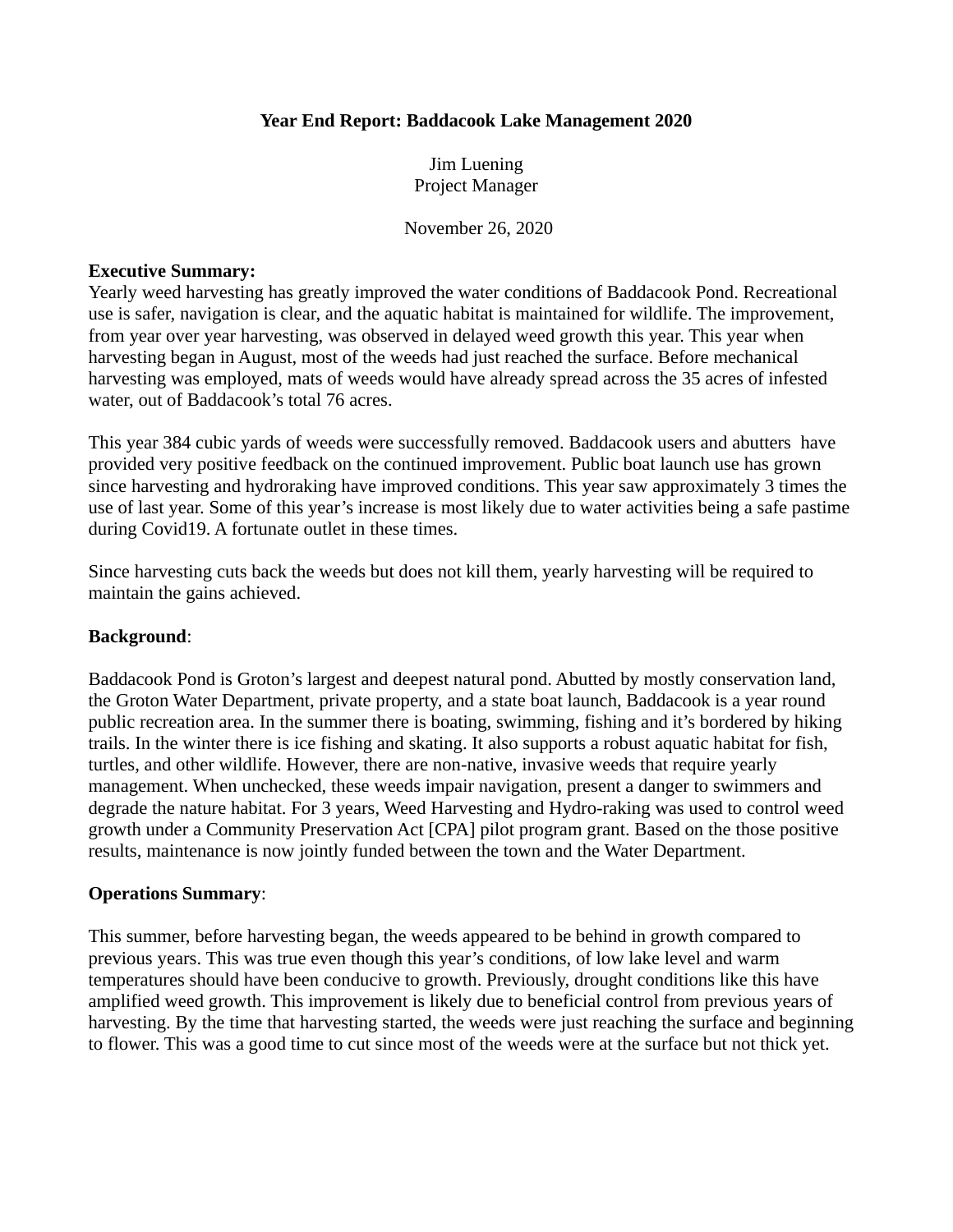# Year End Report: Baddacook Lake Management 2020

Jim Luening
Project Manager

November 26, 2020

**Executive Summary:**
Yearly weed harvesting has greatly improved the water conditions of Baddacook Pond. Recreational use is safer, navigation is clear, and the aquatic habitat is maintained for wildlife. The improvement, from year over year harvesting, was observed in delayed weed growth this year. This year when harvesting began in August, most of the weeds had just reached the surface. Before mechanical harvesting was employed, mats of weeds would have already spread across the 35 acres of infested water, out of Baddacook's total 76 acres.

This year 384 cubic yards of weeds were successfully removed. Baddacook users and abutters have provided very positive feedback on the continued improvement. Public boat launch use has grown since harvesting and hydroraking have improved conditions. This year saw approximately 3 times the use of last year. Some of this year's increase is most likely due to water activities being a safe pastime during Covid19. A fortunate outlet in these times.

Since harvesting cuts back the weeds but does not kill them, yearly harvesting will be required to maintain the gains achieved.

**Background**:

Baddacook Pond is Groton's largest and deepest natural pond. Abutted by mostly conservation land, the Groton Water Department, private property, and a state boat launch, Baddacook is a year round public recreation area. In the summer there is boating, swimming, fishing and it's bordered by hiking trails. In the winter there is ice fishing and skating. It also supports a robust aquatic habitat for fish, turtles, and other wildlife. However, there are non-native, invasive weeds that require yearly management. When unchecked, these weeds impair navigation, present a danger to swimmers and degrade the nature habitat. For 3 years, Weed Harvesting and Hydro-raking was used to control weed growth under a Community Preservation Act [CPA] pilot program grant. Based on the those positive results, maintenance is now jointly funded between the town and the Water Department.

**Operations Summary**:

This summer, before harvesting began, the weeds appeared to be behind in growth compared to previous years. This was true even though this year's conditions, of low lake level and warm temperatures should have been conducive to growth. Previously, drought conditions like this have amplified weed growth. This improvement is likely due to beneficial control from previous years of harvesting. By the time that harvesting started, the weeds were just reaching the surface and beginning to flower. This was a good time to cut since most of the weeds were at the surface but not thick yet.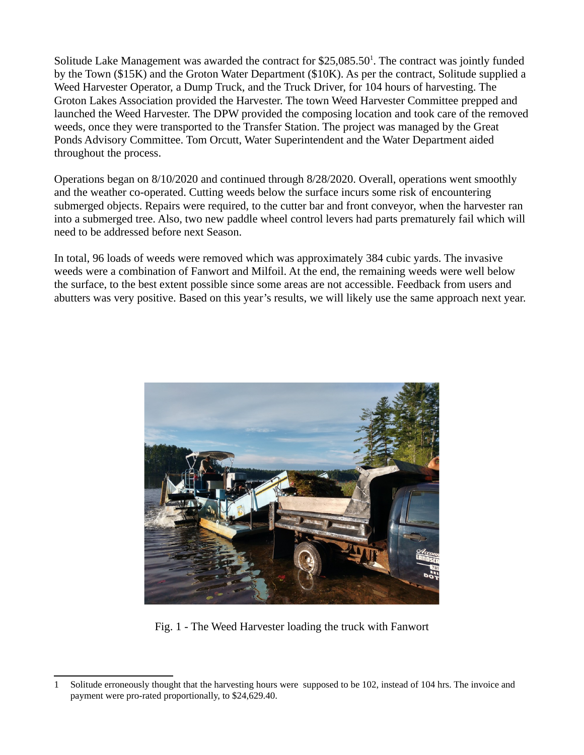Solitude Lake Management was awarded the contract for $25,085.50[1]. The contract was jointly funded by the Town ($15K) and the Groton Water Department ($10K). As per the contract, Solitude supplied a Weed Harvester Operator, a Dump Truck, and the Truck Driver, for 104 hours of harvesting. The Groton Lakes Association provided the Harvester. The town Weed Harvester Committee prepped and launched the Weed Harvester. The DPW provided the composing location and took care of the removed weeds, once they were transported to the Transfer Station. The project was managed by the Great Ponds Advisory Committee. Tom Orcutt, Water Superintendent and the Water Department aided throughout the process.

Operations began on 8/10/2020 and continued through 8/28/2020. Overall, operations went smoothly and the weather co-operated. Cutting weeds below the surface incurs some risk of encountering submerged objects. Repairs were required, to the cutter bar and front conveyor, when the harvester ran into a submerged tree. Also, two new paddle wheel control levers had parts prematurely fail which will need to be addressed before next Season.

In total, 96 loads of weeds were removed which was approximately 384 cubic yards. The invasive weeds were a combination of Fanwort and Milfoil. At the end, the remaining weeds were well below the surface, to the best extent possible since some areas are not accessible. Feedback from users and abutters was very positive. Based on this year's results, we will likely use the same approach next year.

Fig. 1 - The Weed Harvester loading the truck with Fanwort

---

1 Solitude erroneously thought that the harvesting hours were supposed to be 102, instead of 104 hrs. The invoice and payment were pro-rated proportionally, to $24,629.40.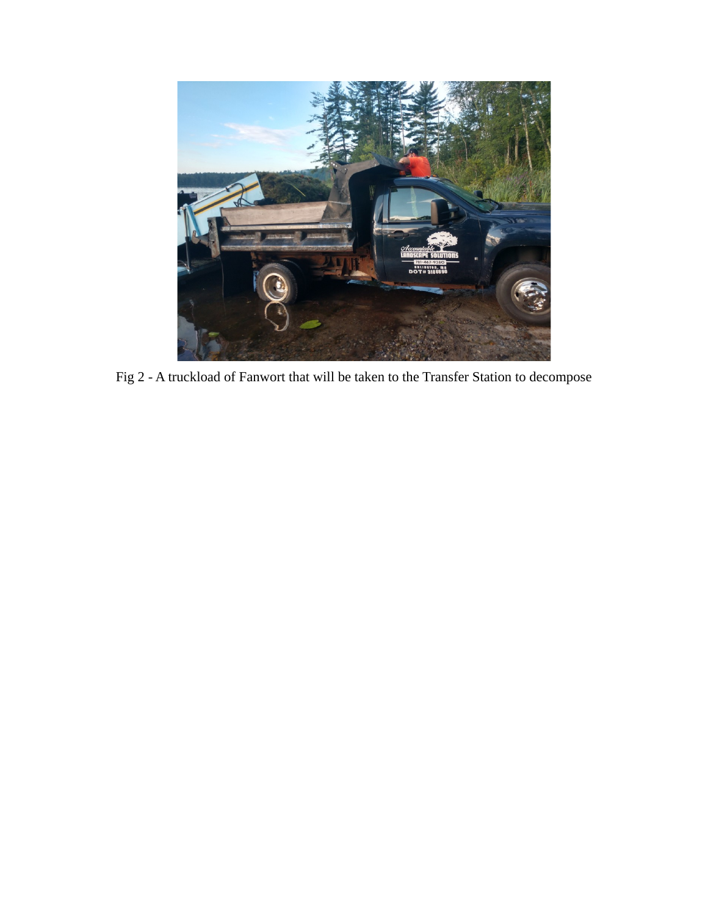Fig 2 - A truckload of Fanwort that will be taken to the Transfer Station to decompose